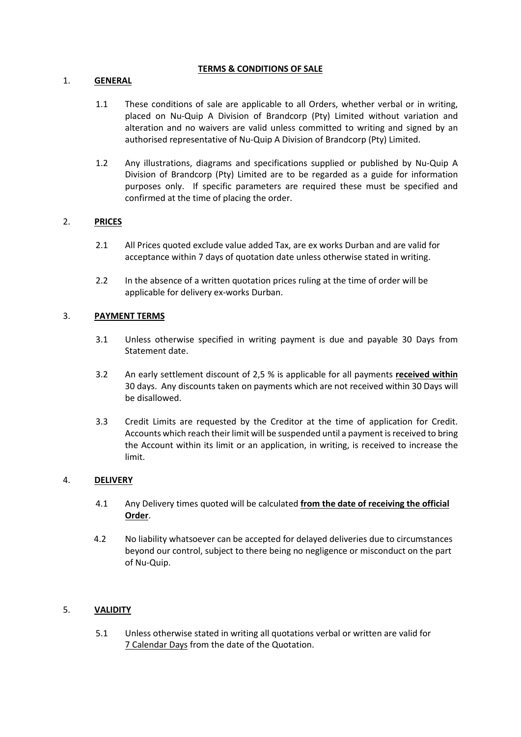**TERMS & CONDITIONS OF SALE**

1. **GENERAL**

   1.1 These conditions of sale are applicable to all Orders, whether verbal or in writing, placed on Nu-Quip A Division of Brandcorp (Pty) Limited without variation and alteration and no waivers are valid unless committed to writing and signed by an authorised representative of Nu-Quip A Division of Brandcorp (Pty) Limited.

   1.2 Any illustrations, diagrams and specifications supplied or published by Nu-Quip A Division of Brandcorp (Pty) Limited are to be regarded as a guide for information purposes only. If specific parameters are required these must be specified and confirmed at the time of placing the order.

2. **PRICES**

   2.1 All Prices quoted exclude value added Tax, are ex works Durban and are valid for acceptance within 7 days of quotation date unless otherwise stated in writing.

   2.2 In the absence of a written quotation prices ruling at the time of order will be applicable for delivery ex-works Durban.

3. **PAYMENT TERMS**

   3.1 Unless otherwise specified in writing payment is due and payable 30 Days from Statement date.

   3.2 An early settlement discount of 2,5 % is applicable for all payments **received within** 30 days. Any discounts taken on payments which are not received within 30 Days will be disallowed.

   3.3 Credit Limits are requested by the Creditor at the time of application for Credit. Accounts which reach their limit will be suspended until a payment is received to bring the Account within its limit or an application, in writing, is received to increase the limit.

4. **DELIVERY**

   4.1 Any Delivery times quoted will be calculated **from the date of receiving the official Order**.

   4.2 No liability whatsoever can be accepted for delayed deliveries due to circumstances beyond our control, subject to there being no negligence or misconduct on the part of Nu-Quip.

5. **VALIDITY**

   5.1 Unless otherwise stated in writing all quotations verbal or written are valid for 7 Calendar Days from the date of the Quotation.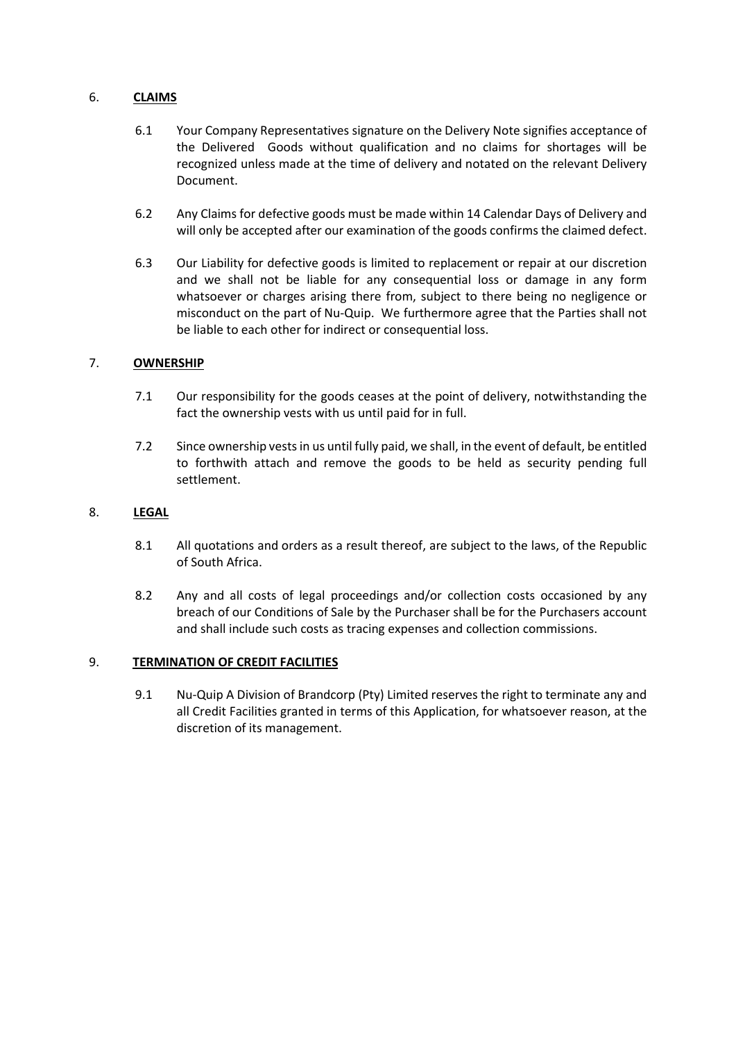## 6. **CLAIMS**

6.1 Your Company Representatives signature on the Delivery Note signifies acceptance of the Delivered Goods without qualification and no claims for shortages will be recognized unless made at the time of delivery and notated on the relevant Delivery Document.

6.2 Any Claims for defective goods must be made within 14 Calendar Days of Delivery and will only be accepted after our examination of the goods confirms the claimed defect.

6.3 Our Liability for defective goods is limited to replacement or repair at our discretion and we shall not be liable for any consequential loss or damage in any form whatsoever or charges arising there from, subject to there being no negligence or misconduct on the part of Nu-Quip. We furthermore agree that the Parties shall not be liable to each other for indirect or consequential loss.

## 7. **OWNERSHIP**

7.1 Our responsibility for the goods ceases at the point of delivery, notwithstanding the fact the ownership vests with us until paid for in full.

7.2 Since ownership vests in us until fully paid, we shall, in the event of default, be entitled to forthwith attach and remove the goods to be held as security pending full settlement.

## 8. **LEGAL**

8.1 All quotations and orders as a result thereof, are subject to the laws, of the Republic of South Africa.

8.2 Any and all costs of legal proceedings and/or collection costs occasioned by any breach of our Conditions of Sale by the Purchaser shall be for the Purchasers account and shall include such costs as tracing expenses and collection commissions.

## 9. **TERMINATION OF CREDIT FACILITIES**

9.1 Nu-Quip A Division of Brandcorp (Pty) Limited reserves the right to terminate any and all Credit Facilities granted in terms of this Application, for whatsoever reason, at the discretion of its management.